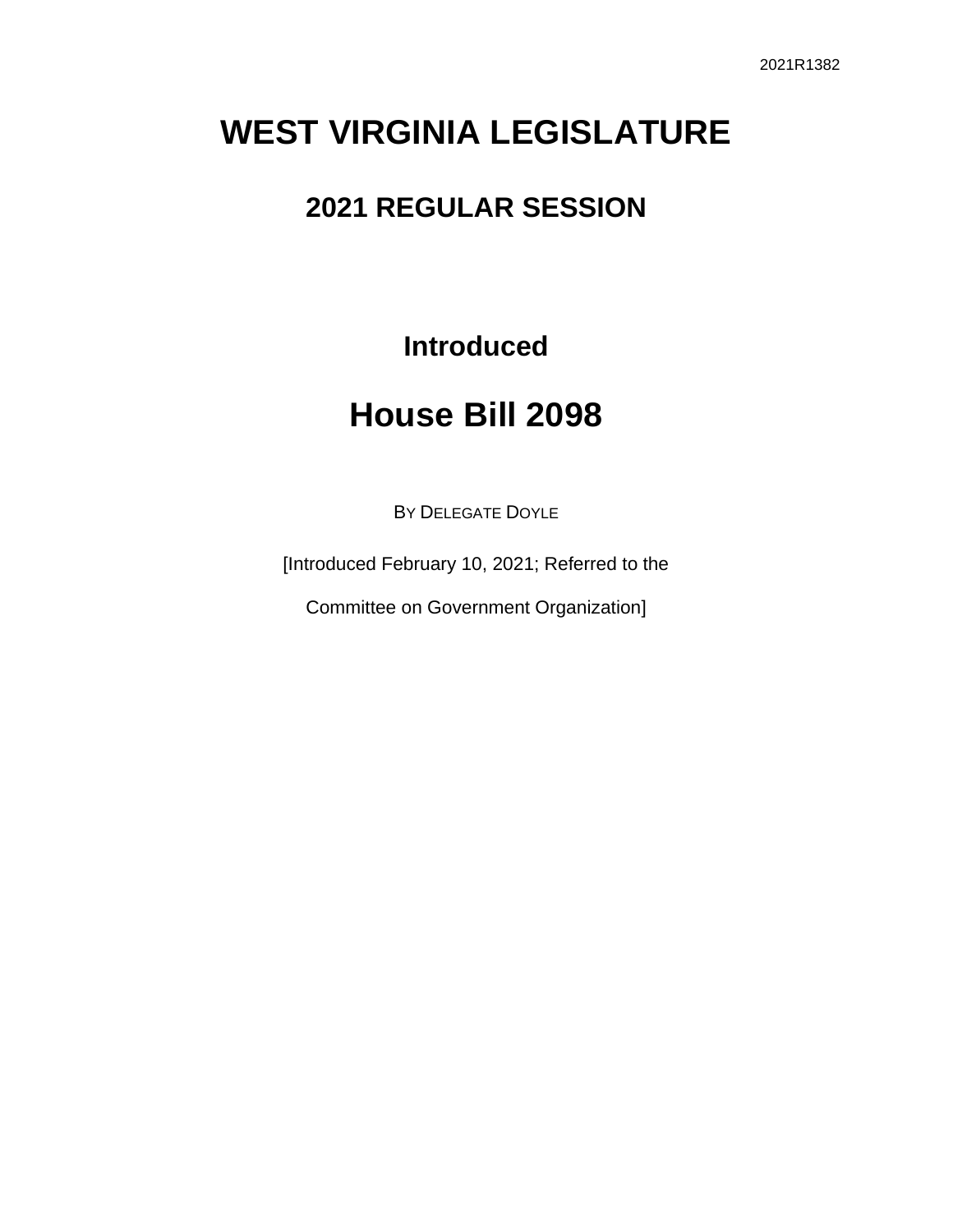2021R1382

# WEST VIRGINIA LEGISLATURE

## 2021 REGULAR SESSION

### Introduced

# House Bill 2098

BY DELEGATE DOYLE

[Introduced February 10, 2021; Referred to the

Committee on Government Organization]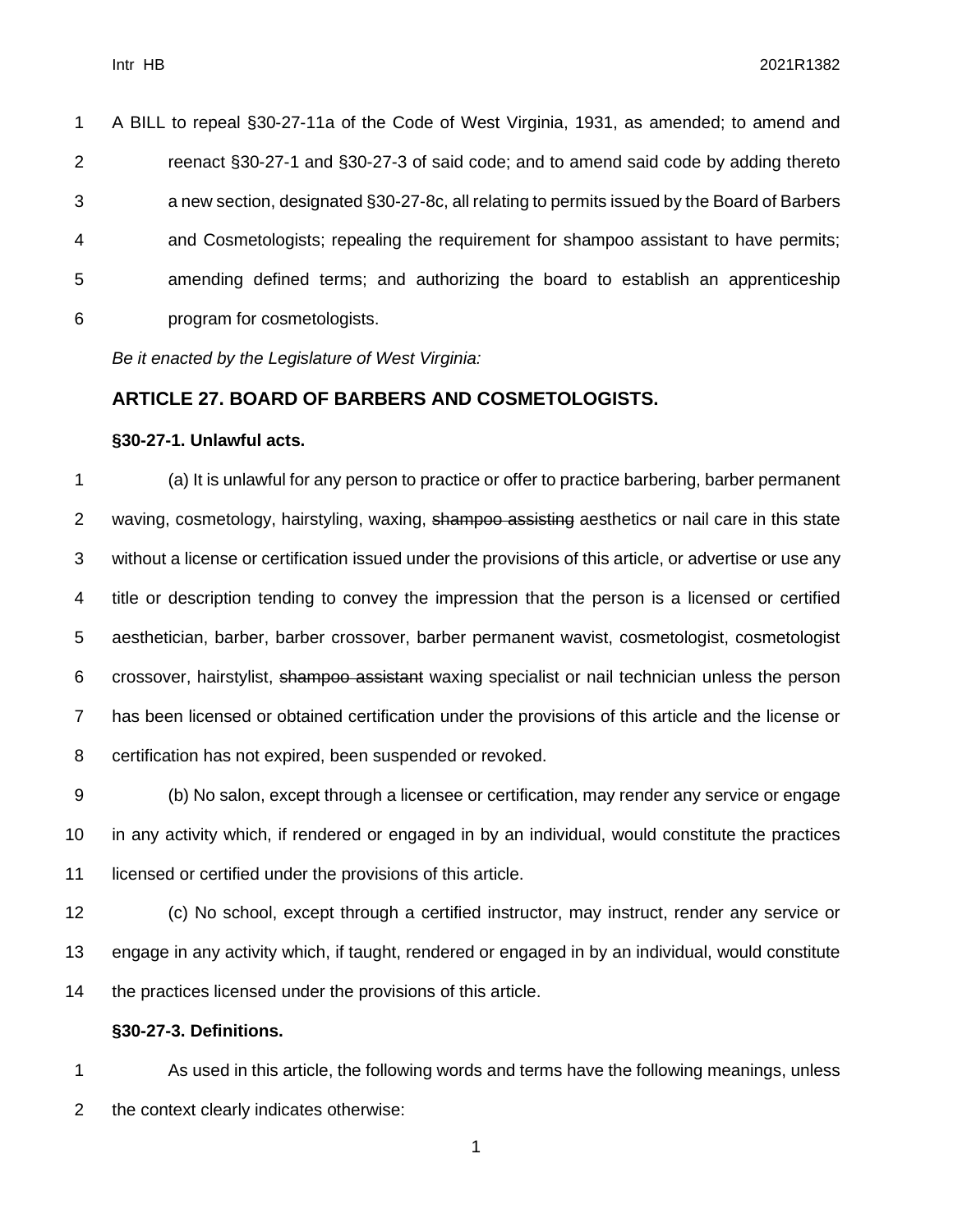A BILL to repeal §30-27-11a of the Code of West Virginia, 1931, as amended; to amend and reenact §30-27-1 and §30-27-3 of said code; and to amend said code by adding thereto a new section, designated §30-27-8c, all relating to permits issued by the Board of Barbers and Cosmetologists; repealing the requirement for shampoo assistant to have permits; amending defined terms; and authorizing the board to establish an apprenticeship program for cosmetologists.

*Be it enacted by the Legislature of West Virginia:*

## ARTICLE 27. BOARD OF BARBERS AND COSMETOLOGISTS.

### §30-27-1. Unlawful acts.

(a) It is unlawful for any person to practice or offer to practice barbering, barber permanent waving, cosmetology, hairstyling, waxing, ~~shampoo assisting~~ aesthetics or nail care in this state without a license or certification issued under the provisions of this article, or advertise or use any title or description tending to convey the impression that the person is a licensed or certified aesthetician, barber, barber crossover, barber permanent wavist, cosmetologist, cosmetologist crossover, hairstylist, ~~shampoo assistant~~ waxing specialist or nail technician unless the person has been licensed or obtained certification under the provisions of this article and the license or certification has not expired, been suspended or revoked.

(b) No salon, except through a licensee or certification, may render any service or engage in any activity which, if rendered or engaged in by an individual, would constitute the practices licensed or certified under the provisions of this article.

(c) No school, except through a certified instructor, may instruct, render any service or engage in any activity which, if taught, rendered or engaged in by an individual, would constitute the practices licensed under the provisions of this article.

### §30-27-3. Definitions.

As used in this article, the following words and terms have the following meanings, unless the context clearly indicates otherwise: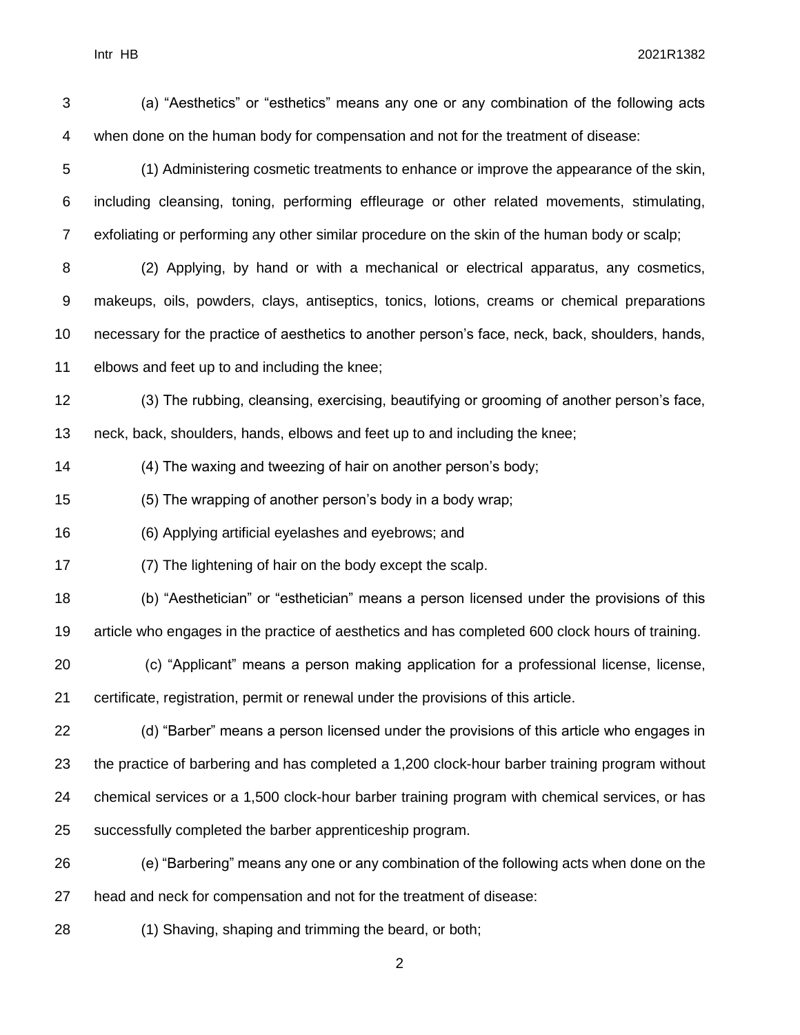(a) "Aesthetics" or "esthetics" means any one or any combination of the following acts when done on the human body for compensation and not for the treatment of disease:

(1) Administering cosmetic treatments to enhance or improve the appearance of the skin, including cleansing, toning, performing effleurage or other related movements, stimulating, exfoliating or performing any other similar procedure on the skin of the human body or scalp;

(2) Applying, by hand or with a mechanical or electrical apparatus, any cosmetics, makeups, oils, powders, clays, antiseptics, tonics, lotions, creams or chemical preparations necessary for the practice of aesthetics to another person's face, neck, back, shoulders, hands, elbows and feet up to and including the knee;

(3) The rubbing, cleansing, exercising, beautifying or grooming of another person's face, neck, back, shoulders, hands, elbows and feet up to and including the knee;

(4) The waxing and tweezing of hair on another person's body;

(5) The wrapping of another person's body in a body wrap;

(6) Applying artificial eyelashes and eyebrows; and

(7) The lightening of hair on the body except the scalp.

(b) "Aesthetician" or "esthetician" means a person licensed under the provisions of this article who engages in the practice of aesthetics and has completed 600 clock hours of training.

(c) "Applicant" means a person making application for a professional license, license, certificate, registration, permit or renewal under the provisions of this article.

(d) "Barber" means a person licensed under the provisions of this article who engages in the practice of barbering and has completed a 1,200 clock-hour barber training program without chemical services or a 1,500 clock-hour barber training program with chemical services, or has successfully completed the barber apprenticeship program.

(e) "Barbering" means any one or any combination of the following acts when done on the head and neck for compensation and not for the treatment of disease:

(1) Shaving, shaping and trimming the beard, or both;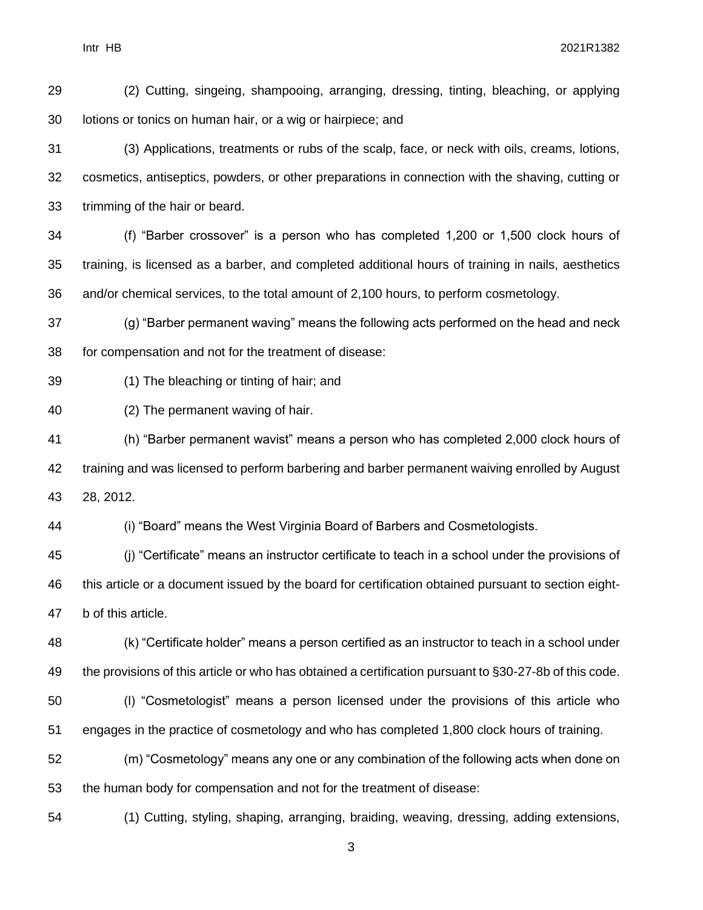(2) Cutting, singeing, shampooing, arranging, dressing, tinting, bleaching, or applying lotions or tonics on human hair, or a wig or hairpiece; and

(3) Applications, treatments or rubs of the scalp, face, or neck with oils, creams, lotions, cosmetics, antiseptics, powders, or other preparations in connection with the shaving, cutting or trimming of the hair or beard.

(f) "Barber crossover" is a person who has completed 1,200 or 1,500 clock hours of training, is licensed as a barber, and completed additional hours of training in nails, aesthetics and/or chemical services, to the total amount of 2,100 hours, to perform cosmetology.

(g) "Barber permanent waving" means the following acts performed on the head and neck for compensation and not for the treatment of disease:

(1) The bleaching or tinting of hair; and

(2) The permanent waving of hair.

(h) "Barber permanent wavist" means a person who has completed 2,000 clock hours of training and was licensed to perform barbering and barber permanent waiving enrolled by August 28, 2012.

(i) "Board" means the West Virginia Board of Barbers and Cosmetologists.

(j) "Certificate" means an instructor certificate to teach in a school under the provisions of this article or a document issued by the board for certification obtained pursuant to section eight-b of this article.

(k) "Certificate holder" means a person certified as an instructor to teach in a school under the provisions of this article or who has obtained a certification pursuant to §30-27-8b of this code.

(l) "Cosmetologist" means a person licensed under the provisions of this article who engages in the practice of cosmetology and who has completed 1,800 clock hours of training.

(m) "Cosmetology" means any one or any combination of the following acts when done on the human body for compensation and not for the treatment of disease:

(1) Cutting, styling, shaping, arranging, braiding, weaving, dressing, adding extensions,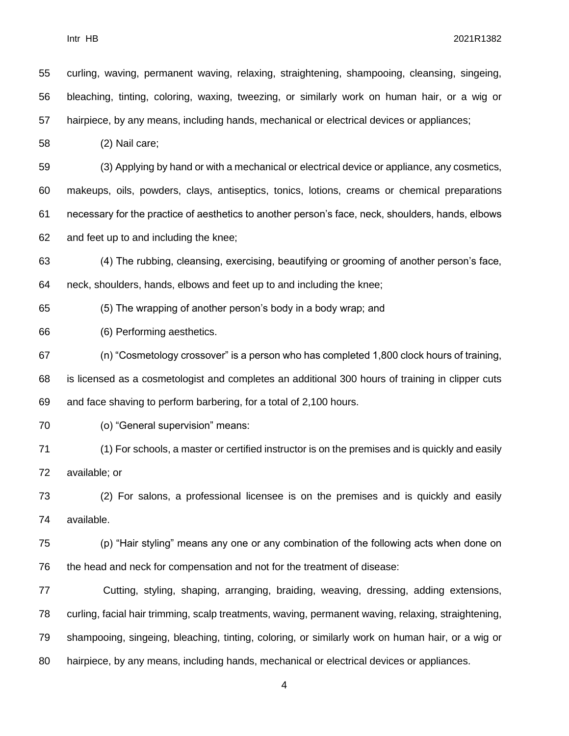curling, waving, permanent waving, relaxing, straightening, shampooing, cleansing, singeing, bleaching, tinting, coloring, waxing, tweezing, or similarly work on human hair, or a wig or hairpiece, by any means, including hands, mechanical or electrical devices or appliances;

(2) Nail care;

(3) Applying by hand or with a mechanical or electrical device or appliance, any cosmetics, makeups, oils, powders, clays, antiseptics, tonics, lotions, creams or chemical preparations necessary for the practice of aesthetics to another person's face, neck, shoulders, hands, elbows and feet up to and including the knee;

(4) The rubbing, cleansing, exercising, beautifying or grooming of another person's face, neck, shoulders, hands, elbows and feet up to and including the knee;

(5) The wrapping of another person's body in a body wrap; and

(6) Performing aesthetics.

(n) "Cosmetology crossover" is a person who has completed 1,800 clock hours of training, is licensed as a cosmetologist and completes an additional 300 hours of training in clipper cuts and face shaving to perform barbering, for a total of 2,100 hours.

(o) "General supervision" means:

(1) For schools, a master or certified instructor is on the premises and is quickly and easily available; or

(2) For salons, a professional licensee is on the premises and is quickly and easily available.

(p) "Hair styling" means any one or any combination of the following acts when done on the head and neck for compensation and not for the treatment of disease:

Cutting, styling, shaping, arranging, braiding, weaving, dressing, adding extensions, curling, facial hair trimming, scalp treatments, waving, permanent waving, relaxing, straightening, shampooing, singeing, bleaching, tinting, coloring, or similarly work on human hair, or a wig or hairpiece, by any means, including hands, mechanical or electrical devices or appliances.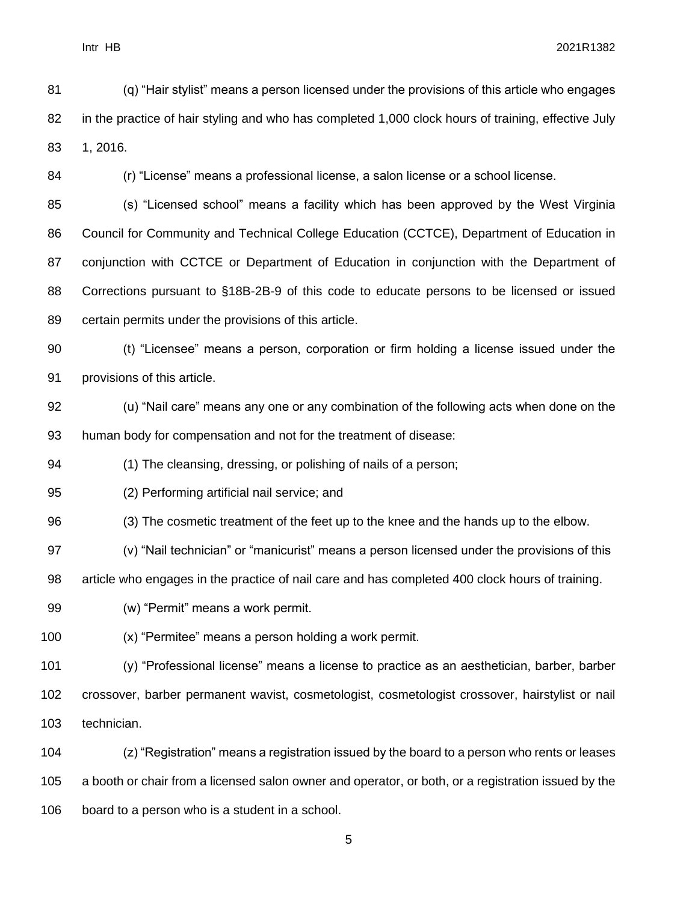(q) "Hair stylist" means a person licensed under the provisions of this article who engages in the practice of hair styling and who has completed 1,000 clock hours of training, effective July 1, 2016.

(r) "License" means a professional license, a salon license or a school license.

(s) "Licensed school" means a facility which has been approved by the West Virginia Council for Community and Technical College Education (CCTCE), Department of Education in conjunction with CCTCE or Department of Education in conjunction with the Department of Corrections pursuant to §18B-2B-9 of this code to educate persons to be licensed or issued certain permits under the provisions of this article.

(t) "Licensee" means a person, corporation or firm holding a license issued under the provisions of this article.

(u) "Nail care" means any one or any combination of the following acts when done on the human body for compensation and not for the treatment of disease:

(1) The cleansing, dressing, or polishing of nails of a person;

(2) Performing artificial nail service; and

(3) The cosmetic treatment of the feet up to the knee and the hands up to the elbow.

(v) "Nail technician" or "manicurist" means a person licensed under the provisions of this article who engages in the practice of nail care and has completed 400 clock hours of training.

(w) "Permit" means a work permit.

(x) "Permitee" means a person holding a work permit.

(y) "Professional license" means a license to practice as an aesthetician, barber, barber crossover, barber permanent wavist, cosmetologist, cosmetologist crossover, hairstylist or nail technician.

(z) "Registration" means a registration issued by the board to a person who rents or leases a booth or chair from a licensed salon owner and operator, or both, or a registration issued by the board to a person who is a student in a school.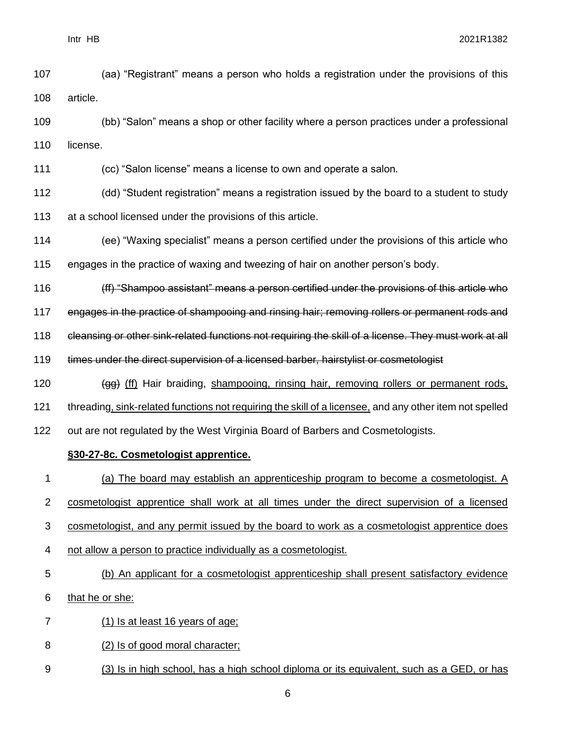(aa) "Registrant" means a person who holds a registration under the provisions of this article.

(bb) "Salon" means a shop or other facility where a person practices under a professional license.

(cc) "Salon license" means a license to own and operate a salon.

(dd) "Student registration" means a registration issued by the board to a student to study at a school licensed under the provisions of this article.

(ee) "Waxing specialist" means a person certified under the provisions of this article who engages in the practice of waxing and tweezing of hair on another person's body.

~~(ff) "Shampoo assistant" means a person certified under the provisions of this article who engages in the practice of shampooing and rinsing hair; removing rollers or permanent rods and cleansing or other sink-related functions not requiring the skill of a license. They must work at all times under the direct supervision of a licensed barber, hairstylist or cosmetologist~~

~~(gg)~~ <u>(ff)</u> Hair braiding, <u>shampooing, rinsing hair, removing rollers or permanent rods,</u> threading<u>, sink-related functions not requiring the skill of a licensee,</u> and any other item not spelled out are not regulated by the West Virginia Board of Barbers and Cosmetologists.

**<u>§30-27-8c. Cosmetologist apprentice.</u>**

<u>(a) The board may establish an apprenticeship program to become a cosmetologist. A cosmetologist apprentice shall work at all times under the direct supervision of a licensed cosmetologist, and any permit issued by the board to work as a cosmetologist apprentice does not allow a person to practice individually as a cosmetologist.</u>

<u>(b) An applicant for a cosmetologist apprenticeship shall present satisfactory evidence that he or she:</u>

<u>(1) Is at least 16 years of age;</u>

<u>(2) Is of good moral character;</u>

<u>(3) Is in high school, has a high school diploma or its equivalent, such as a GED, or has</u>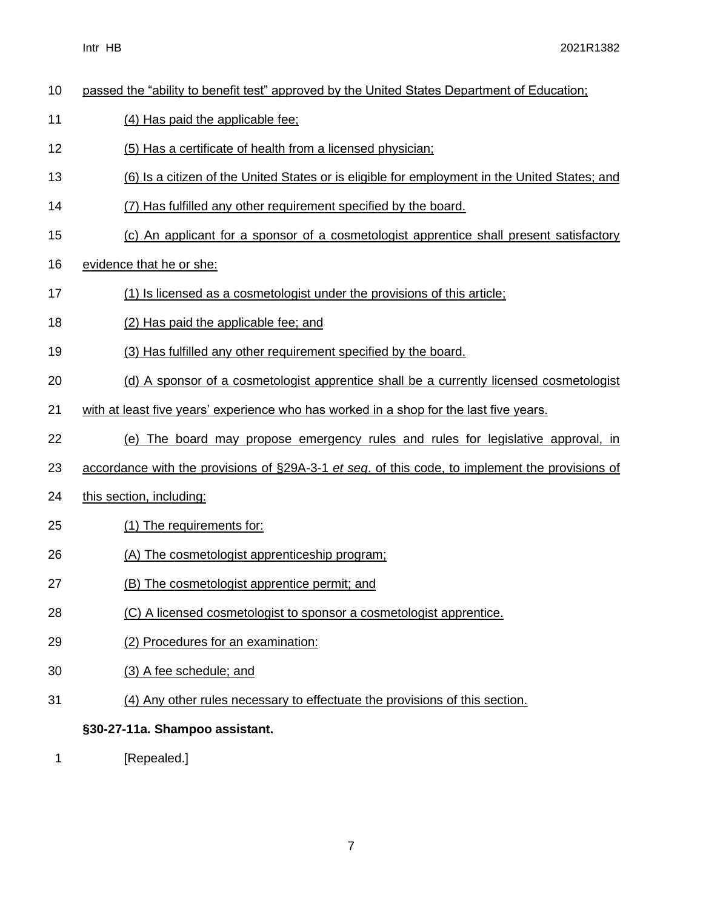passed the "ability to benefit test" approved by the United States Department of Education;

(4) Has paid the applicable fee;

(5) Has a certificate of health from a licensed physician;

(6) Is a citizen of the United States or is eligible for employment in the United States; and

(7) Has fulfilled any other requirement specified by the board.

(c) An applicant for a sponsor of a cosmetologist apprentice shall present satisfactory evidence that he or she:

(1) Is licensed as a cosmetologist under the provisions of this article;

(2) Has paid the applicable fee; and

(3) Has fulfilled any other requirement specified by the board.

(d) A sponsor of a cosmetologist apprentice shall be a currently licensed cosmetologist with at least five years' experience who has worked in a shop for the last five years.

(e) The board may propose emergency rules and rules for legislative approval, in accordance with the provisions of §29A-3-1 *et seq*. of this code, to implement the provisions of this section, including:

(1) The requirements for:

(A) The cosmetologist apprenticeship program;

(B) The cosmetologist apprentice permit; and

(C) A licensed cosmetologist to sponsor a cosmetologist apprentice.

(2) Procedures for an examination:

(3) A fee schedule; and

(4) Any other rules necessary to effectuate the provisions of this section.

**§30-27-11a. Shampoo assistant.**

[Repealed.]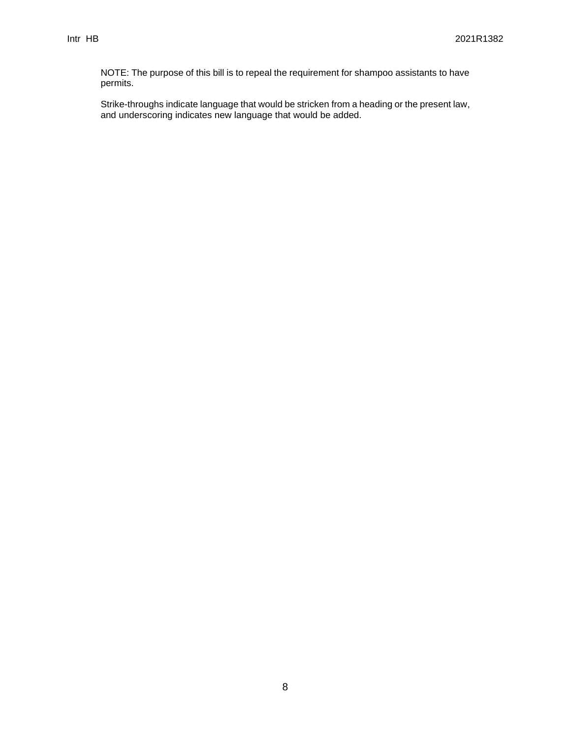NOTE: The purpose of this bill is to repeal the requirement for shampoo assistants to have permits.

Strike-throughs indicate language that would be stricken from a heading or the present law, and underscoring indicates new language that would be added.